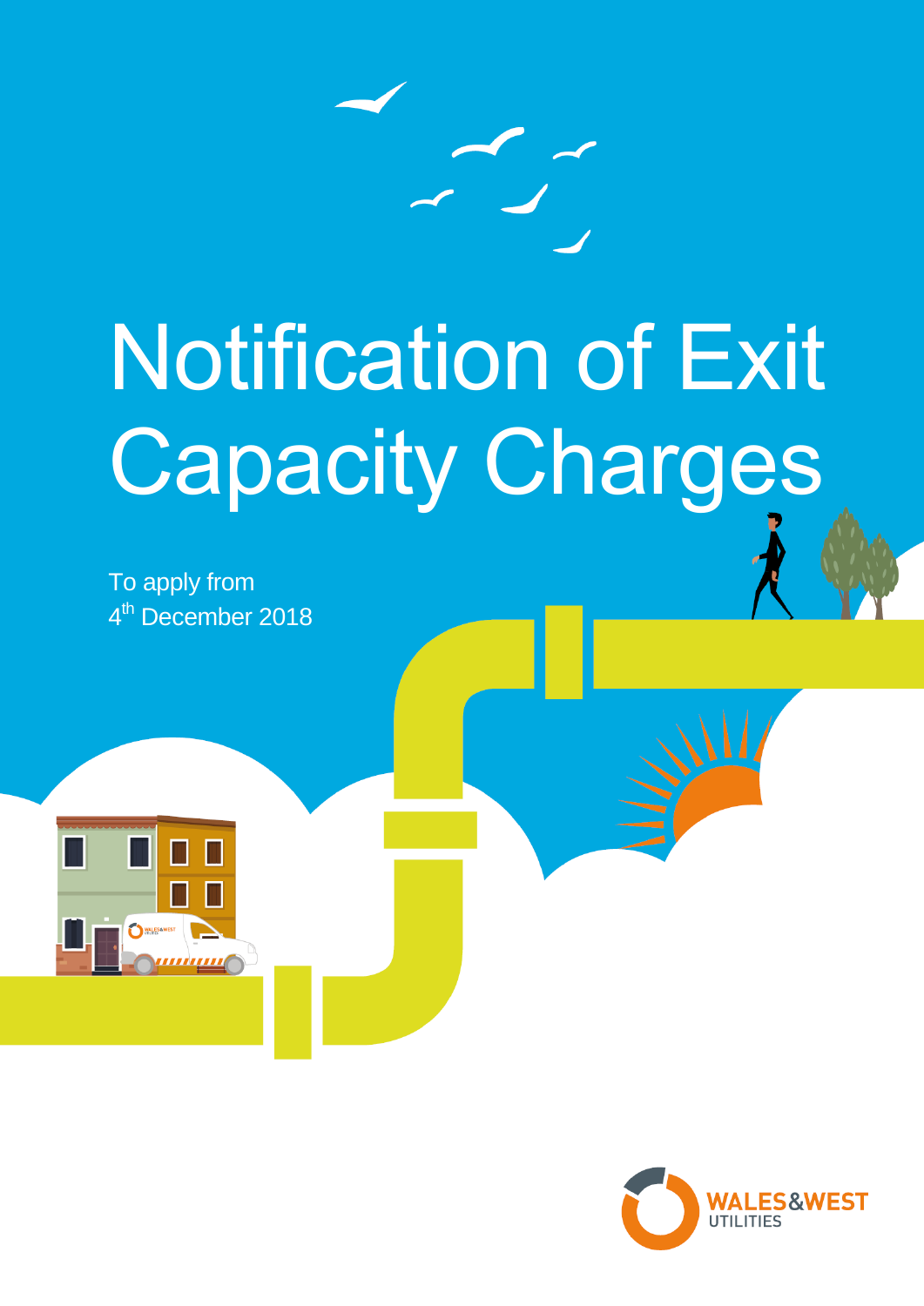# Notification of Exit Capacity Charges

To apply from
4th December 2018

WALES&WEST
UTILITIES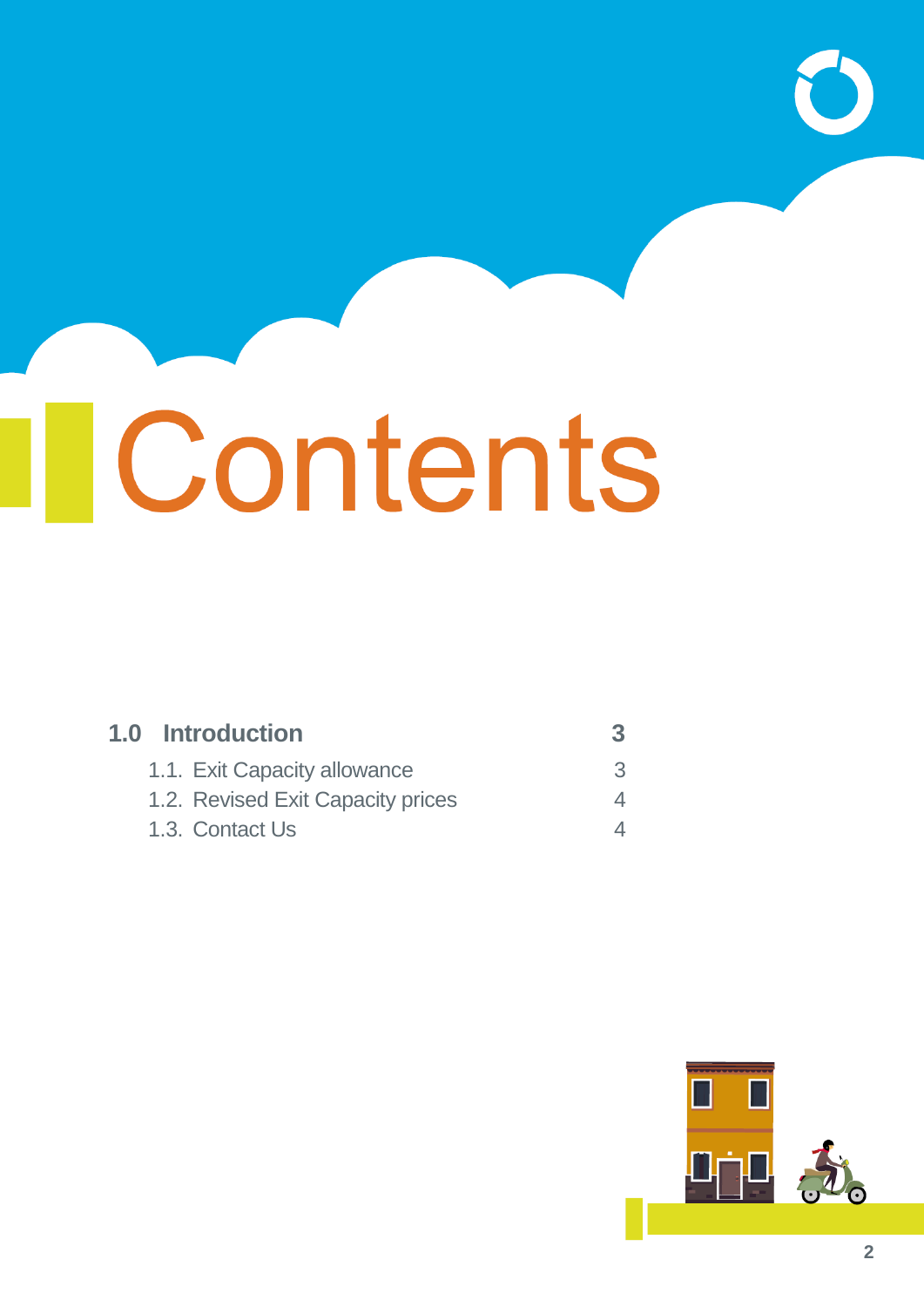# Contents

| | |
|---|---|
| **1.0 Introduction** | **3** |
| 1.1. Exit Capacity allowance | 3 |
| 1.2. Revised Exit Capacity prices | 4 |
| 1.3. Contact Us | 4 |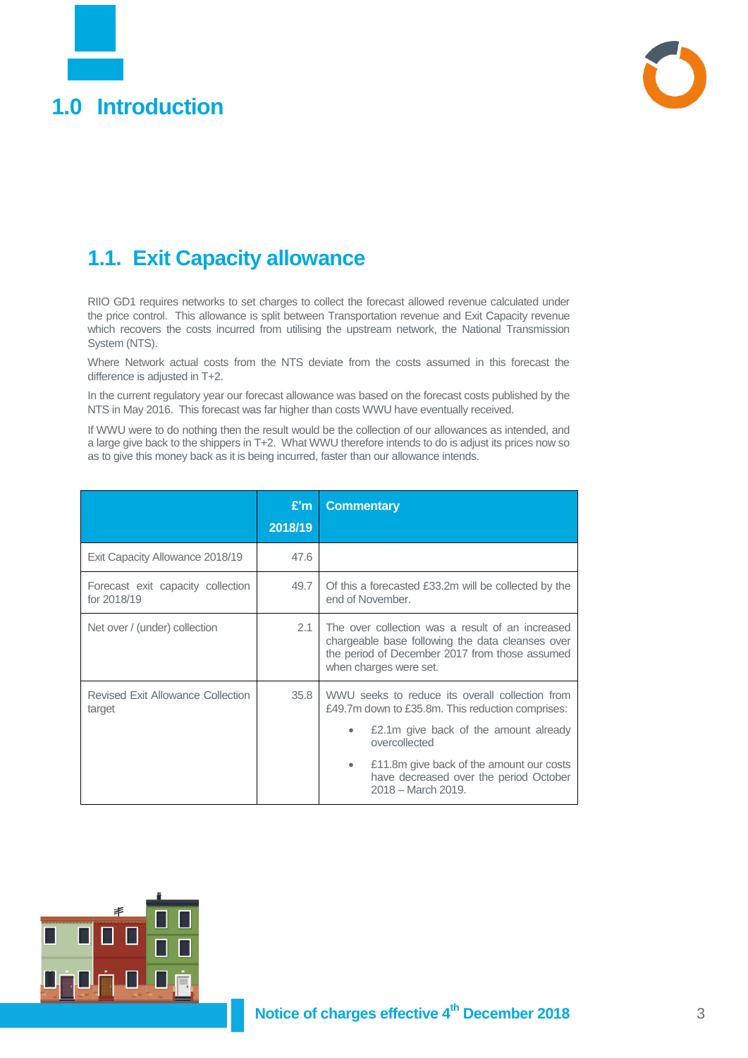# 1.0 Introduction

## 1.1. Exit Capacity allowance

RIIO GD1 requires networks to set charges to collect the forecast allowed revenue calculated under the price control. This allowance is split between Transportation revenue and Exit Capacity revenue which recovers the costs incurred from utilising the upstream network, the National Transmission System (NTS).

Where Network actual costs from the NTS deviate from the costs assumed in this forecast the difference is adjusted in T+2.

In the current regulatory year our forecast allowance was based on the forecast costs published by the NTS in May 2016. This forecast was far higher than costs WWU have eventually received.

If WWU were to do nothing then the result would be the collection of our allowances as intended, and a large give back to the shippers in T+2. What WWU therefore intends to do is adjust its prices now so as to give this money back as it is being incurred, faster than our allowance intends.

| | £'m 2018/19 | Commentary |
|---|---|---|
| Exit Capacity Allowance 2018/19 | 47.6 | |
| Forecast exit capacity collection for 2018/19 | 49.7 | Of this a forecasted £33.2m will be collected by the end of November. |
| Net over / (under) collection | 2.1 | The over collection was a result of an increased chargeable base following the data cleanses over the period of December 2017 from those assumed when charges were set. |
| Revised Exit Allowance Collection target | 35.8 | WWU seeks to reduce its overall collection from £49.7m down to £35.8m. This reduction comprises: <br> • £2.1m give back of the amount already overcollected <br> • £11.8m give back of the amount our costs have decreased over the period October 2018 – March 2019. |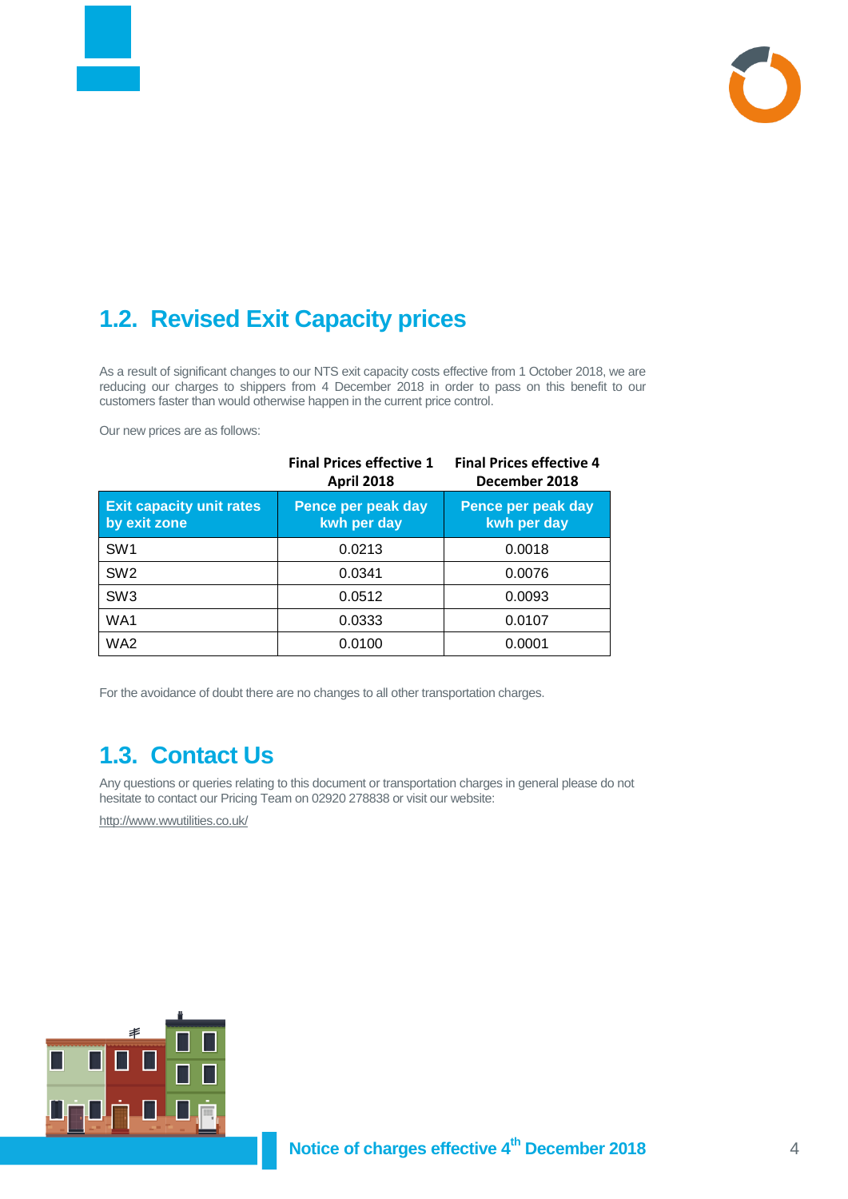## 1.2. Revised Exit Capacity prices

As a result of significant changes to our NTS exit capacity costs effective from 1 October 2018, we are reducing our charges to shippers from 4 December 2018 in order to pass on this benefit to our customers faster than would otherwise happen in the current price control.

Our new prices are as follows:

| | Final Prices effective 1 April 2018 | Final Prices effective 4 December 2018 |
|---|---|---|
| **Exit capacity unit rates by exit zone** | **Pence per peak day kwh per day** | **Pence per peak day kwh per day** |
| SW1 | 0.0213 | 0.0018 |
| SW2 | 0.0341 | 0.0076 |
| SW3 | 0.0512 | 0.0093 |
| WA1 | 0.0333 | 0.0107 |
| WA2 | 0.0100 | 0.0001 |

For the avoidance of doubt there are no changes to all other transportation charges.

## 1.3. Contact Us

Any questions or queries relating to this document or transportation charges in general please do not hesitate to contact our Pricing Team on 02920 278838 or visit our website:

http://www.wwutilities.co.uk/